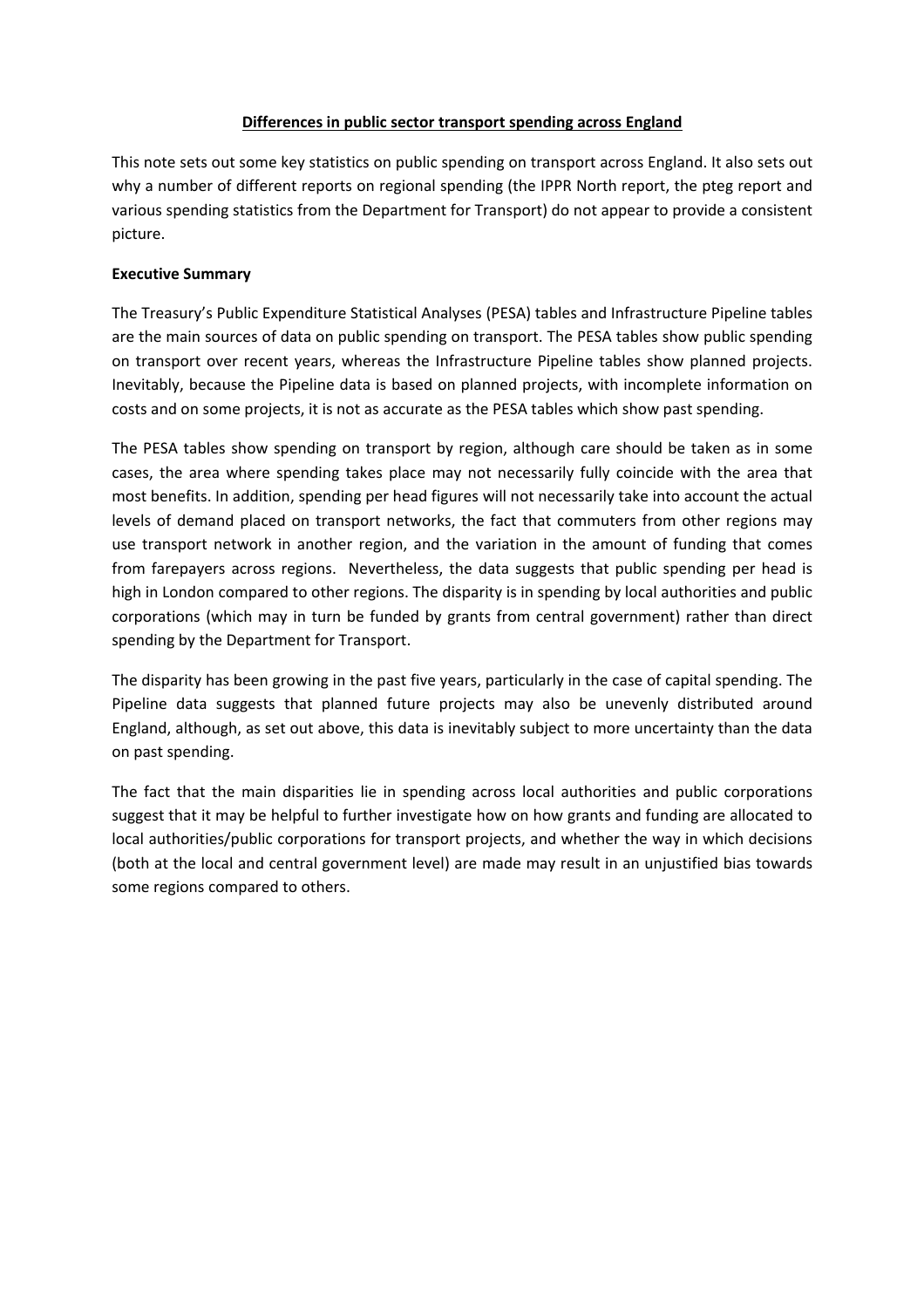# Differences in public sector transport spending across England

This note sets out some key statistics on public spending on transport across England. It also sets out why a number of different reports on regional spending (the IPPR North report, the pteg report and various spending statistics from the Department for Transport) do not appear to provide a consistent picture.

**Executive Summary**

The Treasury's Public Expenditure Statistical Analyses (PESA) tables and Infrastructure Pipeline tables are the main sources of data on public spending on transport. The PESA tables show public spending on transport over recent years, whereas the Infrastructure Pipeline tables show planned projects. Inevitably, because the Pipeline data is based on planned projects, with incomplete information on costs and on some projects, it is not as accurate as the PESA tables which show past spending.

The PESA tables show spending on transport by region, although care should be taken as in some cases, the area where spending takes place may not necessarily fully coincide with the area that most benefits. In addition, spending per head figures will not necessarily take into account the actual levels of demand placed on transport networks, the fact that commuters from other regions may use transport network in another region, and the variation in the amount of funding that comes from farepayers across regions. Nevertheless, the data suggests that public spending per head is high in London compared to other regions. The disparity is in spending by local authorities and public corporations (which may in turn be funded by grants from central government) rather than direct spending by the Department for Transport.

The disparity has been growing in the past five years, particularly in the case of capital spending. The Pipeline data suggests that planned future projects may also be unevenly distributed around England, although, as set out above, this data is inevitably subject to more uncertainty than the data on past spending.

The fact that the main disparities lie in spending across local authorities and public corporations suggest that it may be helpful to further investigate how on how grants and funding are allocated to local authorities/public corporations for transport projects, and whether the way in which decisions (both at the local and central government level) are made may result in an unjustified bias towards some regions compared to others.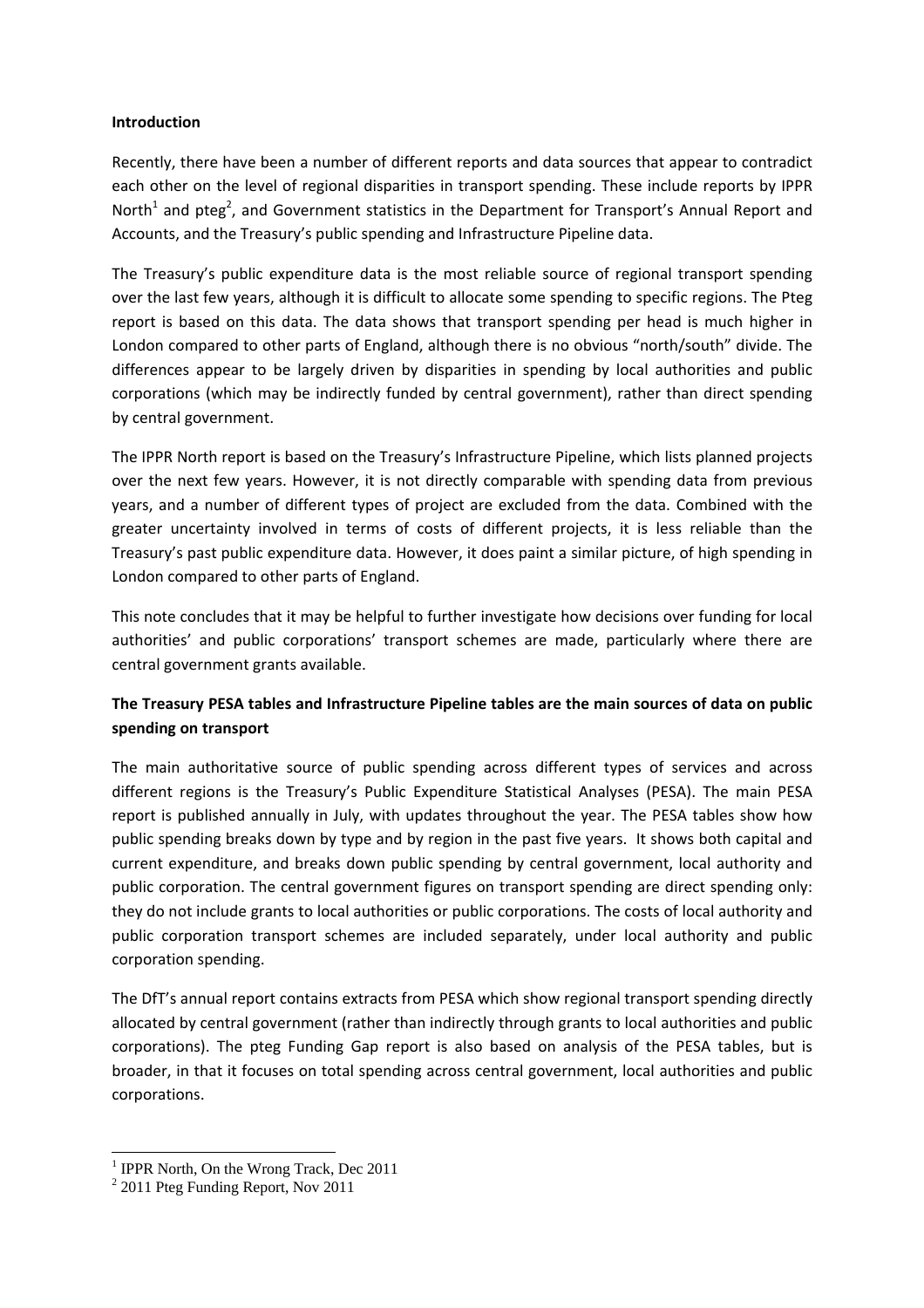**Introduction**

Recently, there have been a number of different reports and data sources that appear to contradict each other on the level of regional disparities in transport spending. These include reports by IPPR North[1] and pteg[2], and Government statistics in the Department for Transport's Annual Report and Accounts, and the Treasury's public spending and Infrastructure Pipeline data.

The Treasury's public expenditure data is the most reliable source of regional transport spending over the last few years, although it is difficult to allocate some spending to specific regions. The Pteg report is based on this data. The data shows that transport spending per head is much higher in London compared to other parts of England, although there is no obvious "north/south" divide. The differences appear to be largely driven by disparities in spending by local authorities and public corporations (which may be indirectly funded by central government), rather than direct spending by central government.

The IPPR North report is based on the Treasury's Infrastructure Pipeline, which lists planned projects over the next few years. However, it is not directly comparable with spending data from previous years, and a number of different types of project are excluded from the data. Combined with the greater uncertainty involved in terms of costs of different projects, it is less reliable than the Treasury's past public expenditure data. However, it does paint a similar picture, of high spending in London compared to other parts of England.

This note concludes that it may be helpful to further investigate how decisions over funding for local authorities' and public corporations' transport schemes are made, particularly where there are central government grants available.

**The Treasury PESA tables and Infrastructure Pipeline tables are the main sources of data on public spending on transport**

The main authoritative source of public spending across different types of services and across different regions is the Treasury's Public Expenditure Statistical Analyses (PESA). The main PESA report is published annually in July, with updates throughout the year. The PESA tables show how public spending breaks down by type and by region in the past five years. It shows both capital and current expenditure, and breaks down public spending by central government, local authority and public corporation. The central government figures on transport spending are direct spending only: they do not include grants to local authorities or public corporations. The costs of local authority and public corporation transport schemes are included separately, under local authority and public corporation spending.

The DfT's annual report contains extracts from PESA which show regional transport spending directly allocated by central government (rather than indirectly through grants to local authorities and public corporations). The pteg Funding Gap report is also based on analysis of the PESA tables, but is broader, in that it focuses on total spending across central government, local authorities and public corporations.

[1] IPPR North, On the Wrong Track, Dec 2011

[2] 2011 Pteg Funding Report, Nov 2011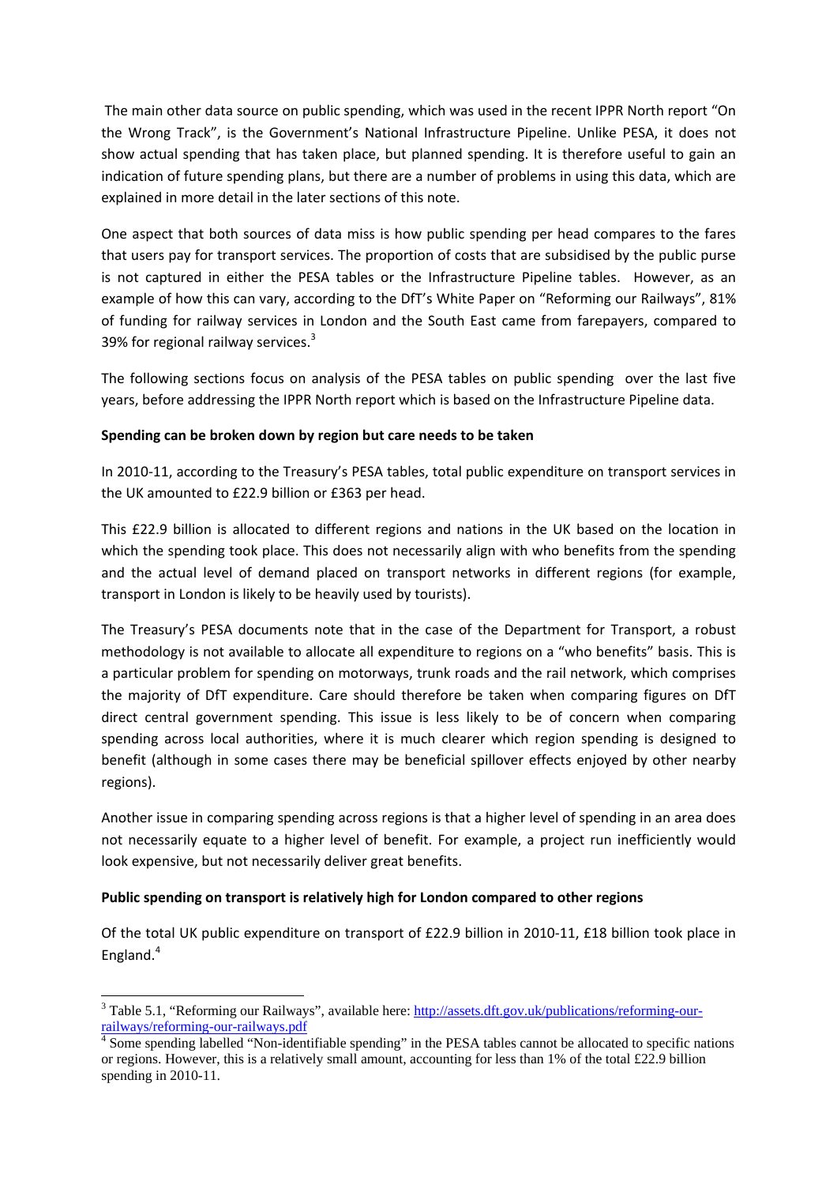The main other data source on public spending, which was used in the recent IPPR North report "On the Wrong Track", is the Government's National Infrastructure Pipeline. Unlike PESA, it does not show actual spending that has taken place, but planned spending. It is therefore useful to gain an indication of future spending plans, but there are a number of problems in using this data, which are explained in more detail in the later sections of this note.

One aspect that both sources of data miss is how public spending per head compares to the fares that users pay for transport services. The proportion of costs that are subsidised by the public purse is not captured in either the PESA tables or the Infrastructure Pipeline tables. However, as an example of how this can vary, according to the DfT's White Paper on "Reforming our Railways", 81% of funding for railway services in London and the South East came from farepayers, compared to 39% for regional railway services.[3]

The following sections focus on analysis of the PESA tables on public spending over the last five years, before addressing the IPPR North report which is based on the Infrastructure Pipeline data.

**Spending can be broken down by region but care needs to be taken**

In 2010-11, according to the Treasury's PESA tables, total public expenditure on transport services in the UK amounted to £22.9 billion or £363 per head.

This £22.9 billion is allocated to different regions and nations in the UK based on the location in which the spending took place. This does not necessarily align with who benefits from the spending and the actual level of demand placed on transport networks in different regions (for example, transport in London is likely to be heavily used by tourists).

The Treasury's PESA documents note that in the case of the Department for Transport, a robust methodology is not available to allocate all expenditure to regions on a "who benefits" basis. This is a particular problem for spending on motorways, trunk roads and the rail network, which comprises the majority of DfT expenditure. Care should therefore be taken when comparing figures on DfT direct central government spending. This issue is less likely to be of concern when comparing spending across local authorities, where it is much clearer which region spending is designed to benefit (although in some cases there may be beneficial spillover effects enjoyed by other nearby regions).

Another issue in comparing spending across regions is that a higher level of spending in an area does not necessarily equate to a higher level of benefit. For example, a project run inefficiently would look expensive, but not necessarily deliver great benefits.

**Public spending on transport is relatively high for London compared to other regions**

Of the total UK public expenditure on transport of £22.9 billion in 2010-11, £18 billion took place in England.[4]

---

[3] Table 5.1, "Reforming our Railways", available here: http://assets.dft.gov.uk/publications/reforming-our-railways/reforming-our-railways.pdf

[4] Some spending labelled "Non-identifiable spending" in the PESA tables cannot be allocated to specific nations or regions. However, this is a relatively small amount, accounting for less than 1% of the total £22.9 billion spending in 2010-11.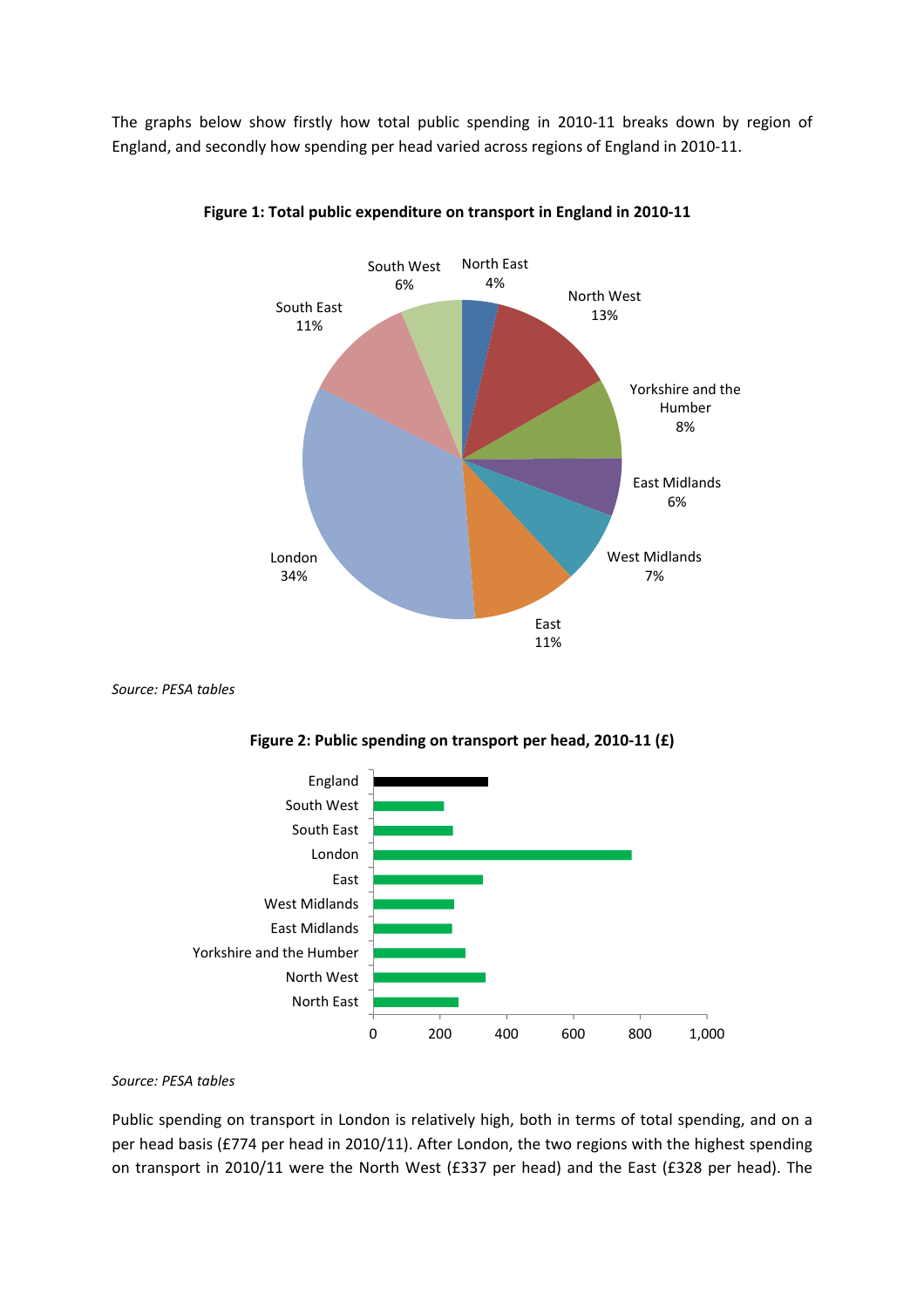The graphs below show firstly how total public spending in 2010-11 breaks down by region of England, and secondly how spending per head varied across regions of England in 2010-11.

**Figure 1: Total public expenditure on transport in England in 2010-11**

| Region | Share |
|---|---|
| North East | 4% |
| North West | 13% |
| Yorkshire and the Humber | 8% |
| East Midlands | 6% |
| West Midlands | 7% |
| East | 11% |
| London | 34% |
| South East | 11% |
| South West | 6% |

*Source: PESA tables*

**Figure 2: Public spending on transport per head, 2010-11 (£)**

England, South West, South East, London, East, West Midlands, East Midlands, Yorkshire and the Humber, North West, North East

0, 200, 400, 600, 800, 1,000

*Source: PESA tables*

Public spending on transport in London is relatively high, both in terms of total spending, and on a per head basis (£774 per head in 2010/11). After London, the two regions with the highest spending on transport in 2010/11 were the North West (£337 per head) and the East (£328 per head). The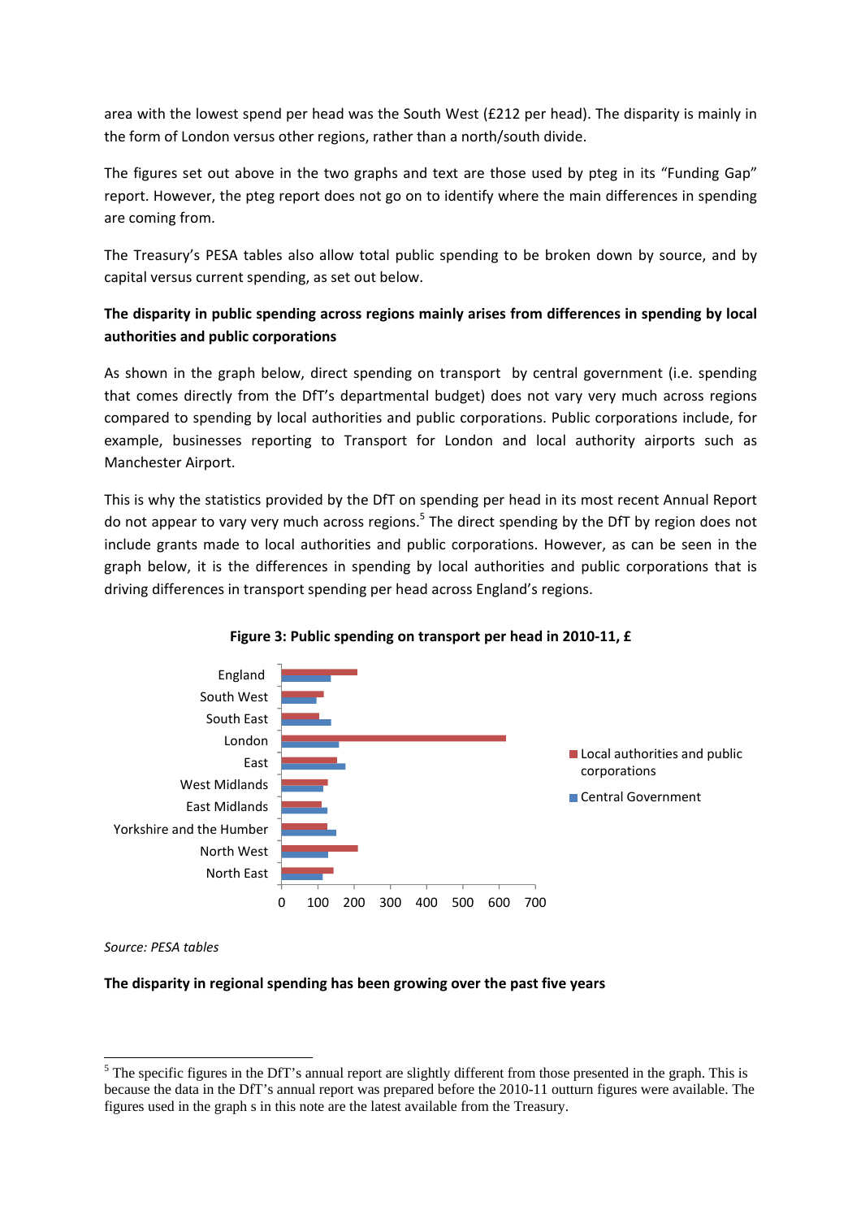area with the lowest spend per head was the South West (£212 per head). The disparity is mainly in the form of London versus other regions, rather than a north/south divide.

The figures set out above in the two graphs and text are those used by pteg in its "Funding Gap" report. However, the pteg report does not go on to identify where the main differences in spending are coming from.

The Treasury's PESA tables also allow total public spending to be broken down by source, and by capital versus current spending, as set out below.

**The disparity in public spending across regions mainly arises from differences in spending by local authorities and public corporations**

As shown in the graph below, direct spending on transport by central government (i.e. spending that comes directly from the DfT's departmental budget) does not vary very much across regions compared to spending by local authorities and public corporations. Public corporations include, for example, businesses reporting to Transport for London and local authority airports such as Manchester Airport.

This is why the statistics provided by the DfT on spending per head in its most recent Annual Report do not appear to vary very much across regions.[5] The direct spending by the DfT by region does not include grants made to local authorities and public corporations. However, as can be seen in the graph below, it is the differences in spending by local authorities and public corporations that is driving differences in transport spending per head across England's regions.

**Figure 3: Public spending on transport per head in 2010-11, £**

*Source: PESA tables*

**The disparity in regional spending has been growing over the past five years**

---

[5] The specific figures in the DfT's annual report are slightly different from those presented in the graph. This is because the data in the DfT's annual report was prepared before the 2010-11 outturn figures were available. The figures used in the graph s in this note are the latest available from the Treasury.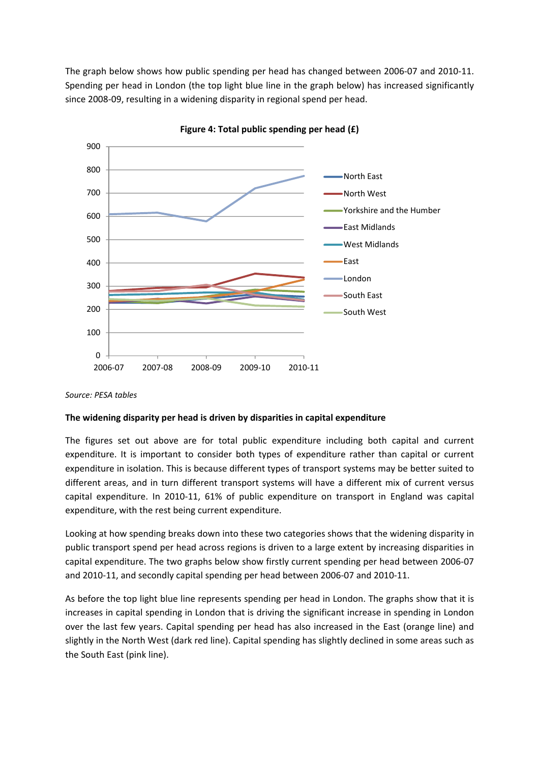The graph below shows how public spending per head has changed between 2006-07 and 2010-11. Spending per head in London (the top light blue line in the graph below) has increased significantly since 2008-09, resulting in a widening disparity in regional spend per head.

**Figure 4: Total public spending per head (£)**

*Source: PESA tables*

**The widening disparity per head is driven by disparities in capital expenditure**

The figures set out above are for total public expenditure including both capital and current expenditure. It is important to consider both types of expenditure rather than capital or current expenditure in isolation. This is because different types of transport systems may be better suited to different areas, and in turn different transport systems will have a different mix of current versus capital expenditure. In 2010-11, 61% of public expenditure on transport in England was capital expenditure, with the rest being current expenditure.

Looking at how spending breaks down into these two categories shows that the widening disparity in public transport spend per head across regions is driven to a large extent by increasing disparities in capital expenditure. The two graphs below show firstly current spending per head between 2006-07 and 2010-11, and secondly capital spending per head between 2006-07 and 2010-11.

As before the top light blue line represents spending per head in London. The graphs show that it is increases in capital spending in London that is driving the significant increase in spending in London over the last few years. Capital spending per head has also increased in the East (orange line) and slightly in the North West (dark red line). Capital spending has slightly declined in some areas such as the South East (pink line).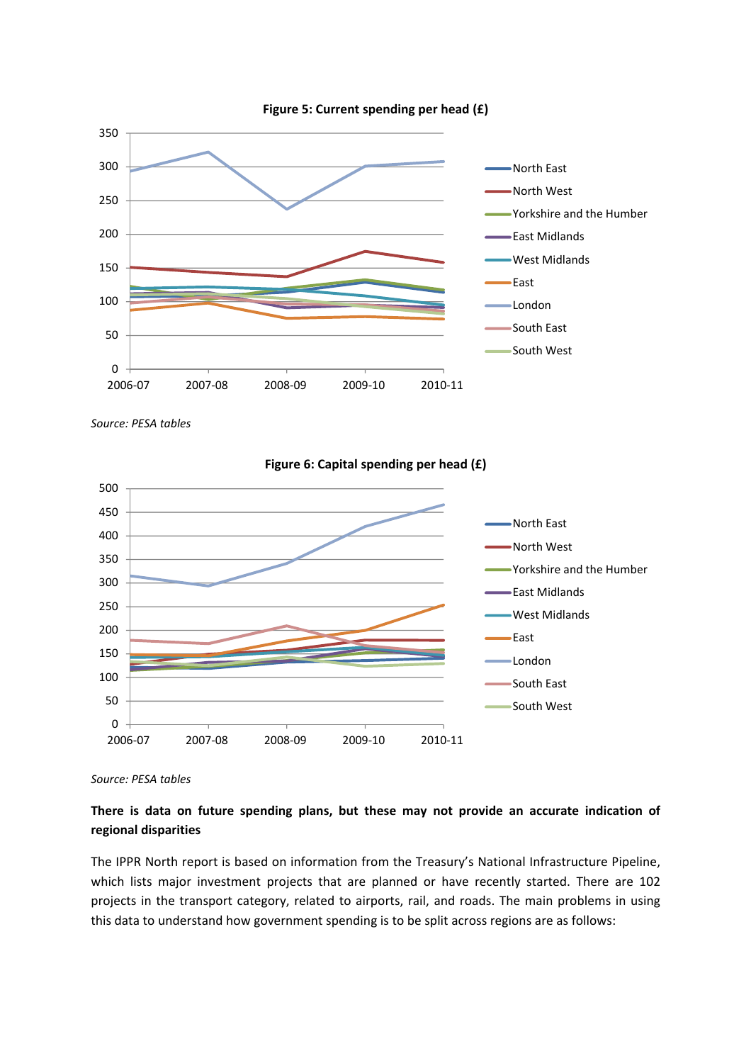**Figure 5: Current spending per head (£)**

*Source: PESA tables*

**Figure 6: Capital spending per head (£)**

*Source: PESA tables*

**There is data on future spending plans, but these may not provide an accurate indication of regional disparities**

The IPPR North report is based on information from the Treasury's National Infrastructure Pipeline, which lists major investment projects that are planned or have recently started. There are 102 projects in the transport category, related to airports, rail, and roads. The main problems in using this data to understand how government spending is to be split across regions are as follows: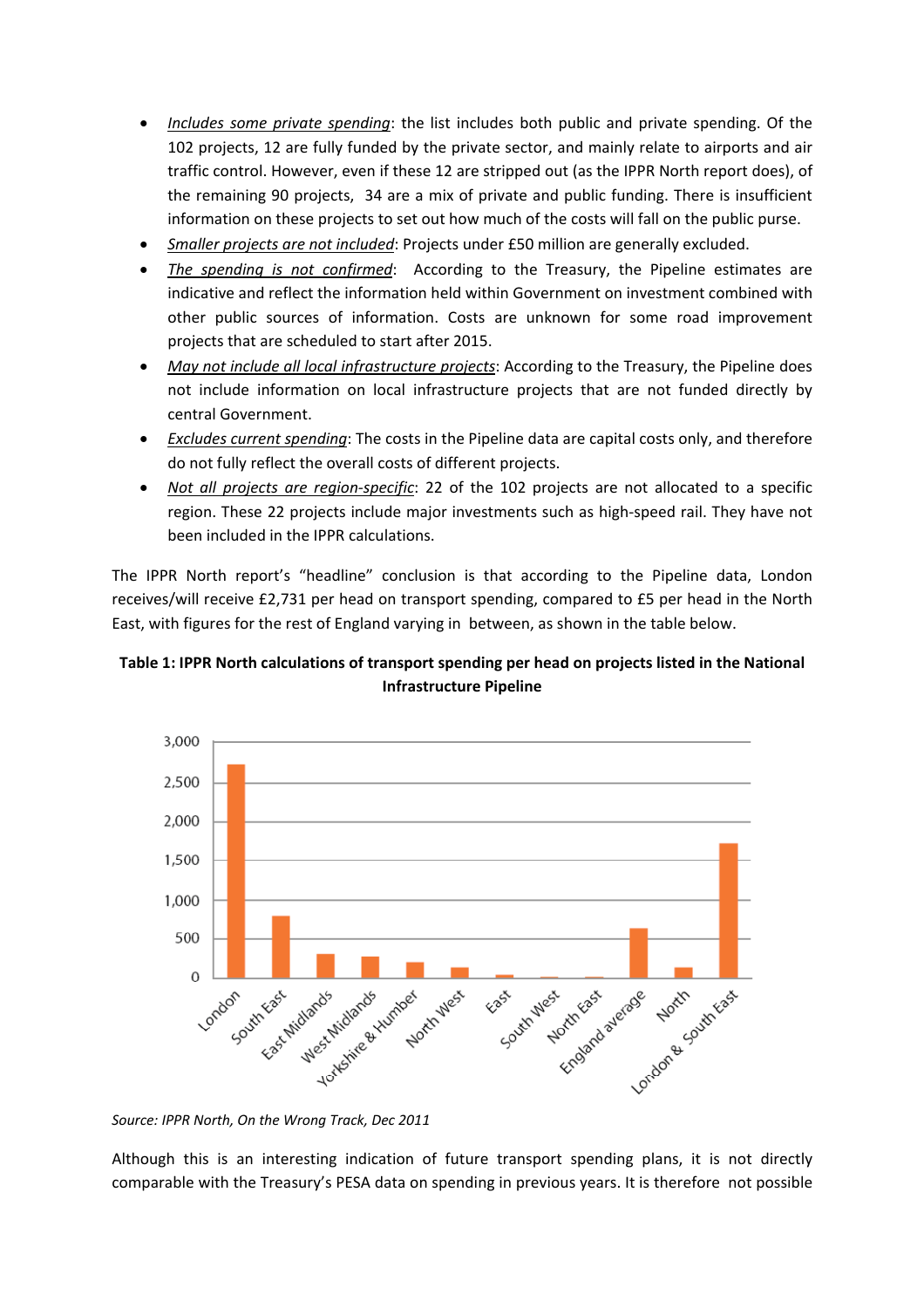- *Includes some private spending*: the list includes both public and private spending. Of the 102 projects, 12 are fully funded by the private sector, and mainly relate to airports and air traffic control. However, even if these 12 are stripped out (as the IPPR North report does), of the remaining 90 projects, 34 are a mix of private and public funding. There is insufficient information on these projects to set out how much of the costs will fall on the public purse.
- *Smaller projects are not included*: Projects under £50 million are generally excluded.
- *The spending is not confirmed*: According to the Treasury, the Pipeline estimates are indicative and reflect the information held within Government on investment combined with other public sources of information. Costs are unknown for some road improvement projects that are scheduled to start after 2015.
- *May not include all local infrastructure projects*: According to the Treasury, the Pipeline does not include information on local infrastructure projects that are not funded directly by central Government.
- *Excludes current spending*: The costs in the Pipeline data are capital costs only, and therefore do not fully reflect the overall costs of different projects.
- *Not all projects are region-specific*: 22 of the 102 projects are not allocated to a specific region. These 22 projects include major investments such as high-speed rail. They have not been included in the IPPR calculations.

The IPPR North report's "headline" conclusion is that according to the Pipeline data, London receives/will receive £2,731 per head on transport spending, compared to £5 per head in the North East, with figures for the rest of England varying in between, as shown in the table below.

**Table 1: IPPR North calculations of transport spending per head on projects listed in the National Infrastructure Pipeline**

*Source: IPPR North, On the Wrong Track, Dec 2011*

Although this is an interesting indication of future transport spending plans, it is not directly comparable with the Treasury's PESA data on spending in previous years. It is therefore not possible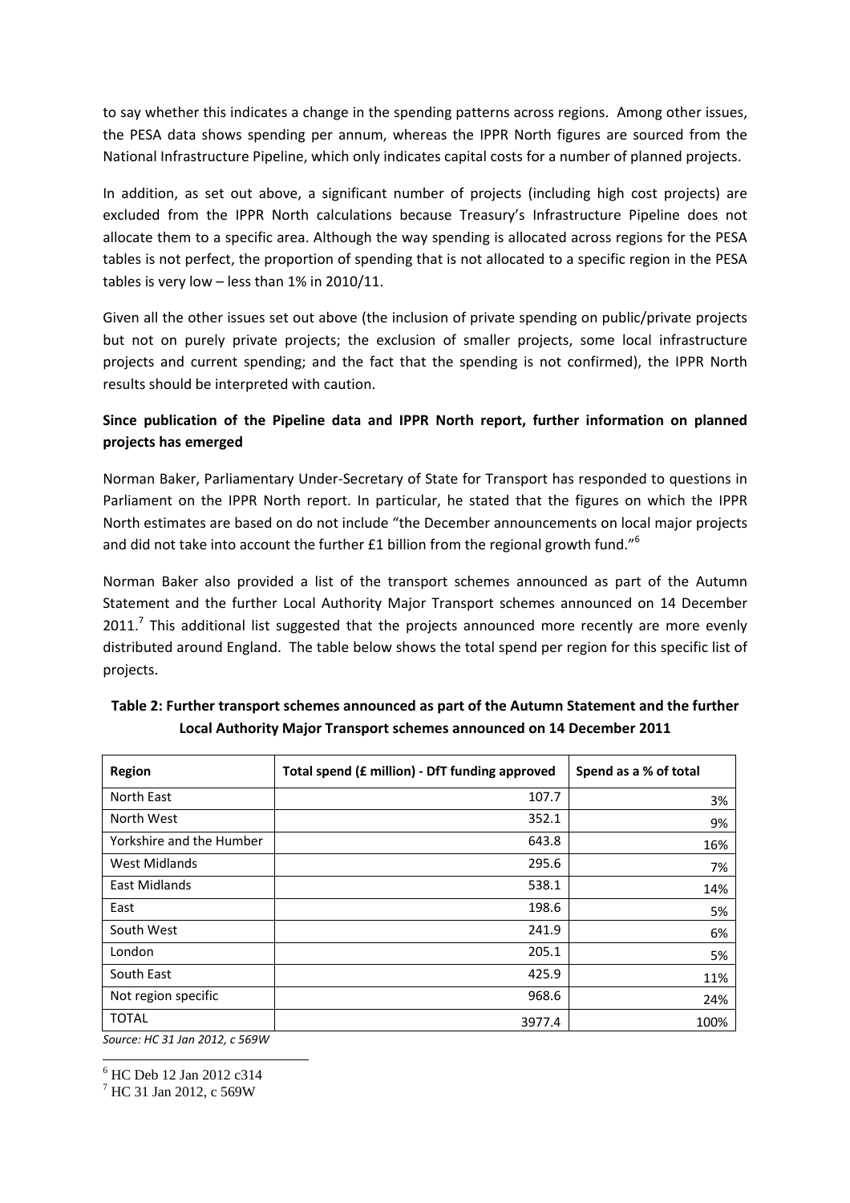to say whether this indicates a change in the spending patterns across regions. Among other issues, the PESA data shows spending per annum, whereas the IPPR North figures are sourced from the National Infrastructure Pipeline, which only indicates capital costs for a number of planned projects.

In addition, as set out above, a significant number of projects (including high cost projects) are excluded from the IPPR North calculations because Treasury's Infrastructure Pipeline does not allocate them to a specific area. Although the way spending is allocated across regions for the PESA tables is not perfect, the proportion of spending that is not allocated to a specific region in the PESA tables is very low – less than 1% in 2010/11.

Given all the other issues set out above (the inclusion of private spending on public/private projects but not on purely private projects; the exclusion of smaller projects, some local infrastructure projects and current spending; and the fact that the spending is not confirmed), the IPPR North results should be interpreted with caution.

**Since publication of the Pipeline data and IPPR North report, further information on planned projects has emerged**

Norman Baker, Parliamentary Under-Secretary of State for Transport has responded to questions in Parliament on the IPPR North report. In particular, he stated that the figures on which the IPPR North estimates are based on do not include "the December announcements on local major projects and did not take into account the further £1 billion from the regional growth fund."[6]

Norman Baker also provided a list of the transport schemes announced as part of the Autumn Statement and the further Local Authority Major Transport schemes announced on 14 December 2011.[7] This additional list suggested that the projects announced more recently are more evenly distributed around England. The table below shows the total spend per region for this specific list of projects.

**Table 2: Further transport schemes announced as part of the Autumn Statement and the further Local Authority Major Transport schemes announced on 14 December 2011**

| Region | Total spend (£ million) - DfT funding approved | Spend as a % of total |
|---|---|---|
| North East | 107.7 | 3% |
| North West | 352.1 | 9% |
| Yorkshire and the Humber | 643.8 | 16% |
| West Midlands | 295.6 | 7% |
| East Midlands | 538.1 | 14% |
| East | 198.6 | 5% |
| South West | 241.9 | 6% |
| London | 205.1 | 5% |
| South East | 425.9 | 11% |
| Not region specific | 968.6 | 24% |
| TOTAL | 3977.4 | 100% |

*Source: HC 31 Jan 2012, c 569W*

[6] HC Deb 12 Jan 2012 c314

[7] HC 31 Jan 2012, c 569W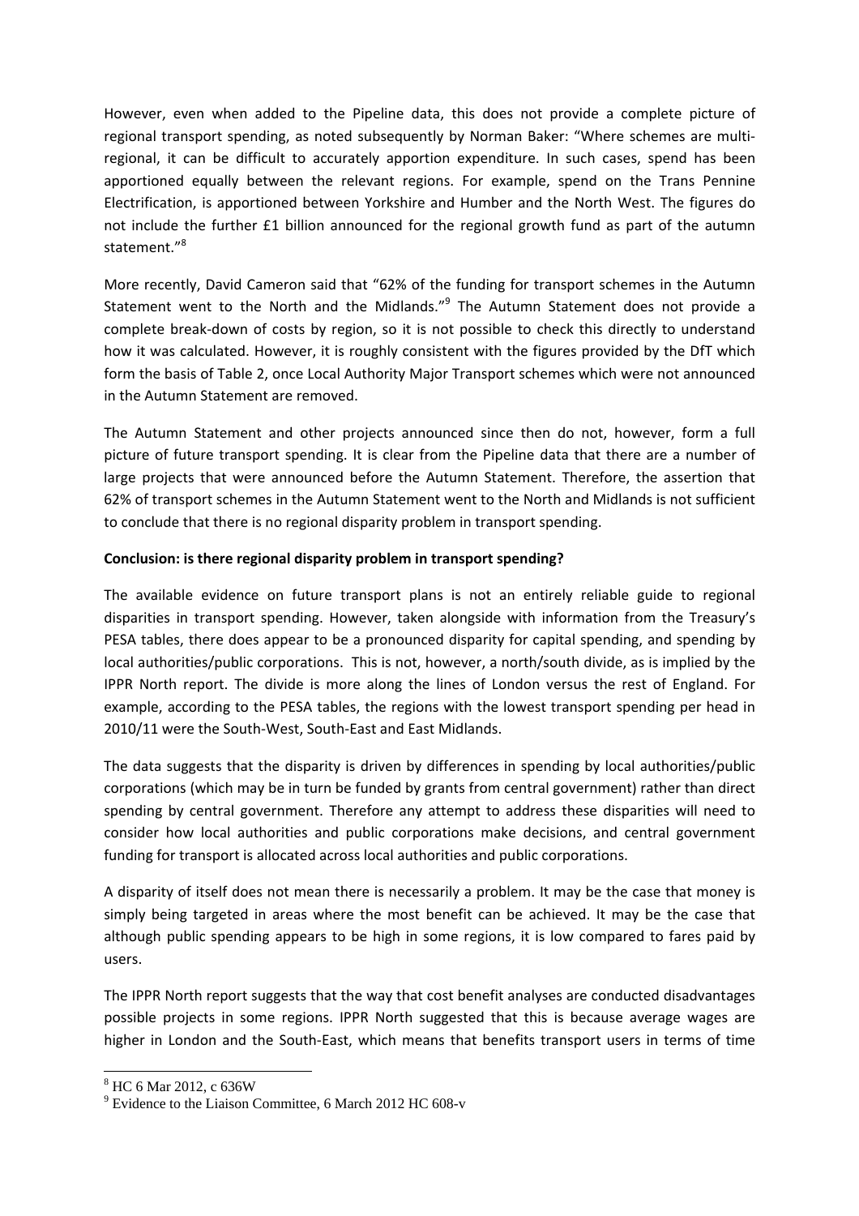However, even when added to the Pipeline data, this does not provide a complete picture of regional transport spending, as noted subsequently by Norman Baker: "Where schemes are multi-regional, it can be difficult to accurately apportion expenditure. In such cases, spend has been apportioned equally between the relevant regions. For example, spend on the Trans Pennine Electrification, is apportioned between Yorkshire and Humber and the North West. The figures do not include the further £1 billion announced for the regional growth fund as part of the autumn statement."[8]

More recently, David Cameron said that "62% of the funding for transport schemes in the Autumn Statement went to the North and the Midlands."[9] The Autumn Statement does not provide a complete break-down of costs by region, so it is not possible to check this directly to understand how it was calculated. However, it is roughly consistent with the figures provided by the DfT which form the basis of Table 2, once Local Authority Major Transport schemes which were not announced in the Autumn Statement are removed.

The Autumn Statement and other projects announced since then do not, however, form a full picture of future transport spending. It is clear from the Pipeline data that there are a number of large projects that were announced before the Autumn Statement. Therefore, the assertion that 62% of transport schemes in the Autumn Statement went to the North and Midlands is not sufficient to conclude that there is no regional disparity problem in transport spending.

**Conclusion: is there regional disparity problem in transport spending?**

The available evidence on future transport plans is not an entirely reliable guide to regional disparities in transport spending. However, taken alongside with information from the Treasury's PESA tables, there does appear to be a pronounced disparity for capital spending, and spending by local authorities/public corporations. This is not, however, a north/south divide, as is implied by the IPPR North report. The divide is more along the lines of London versus the rest of England. For example, according to the PESA tables, the regions with the lowest transport spending per head in 2010/11 were the South-West, South-East and East Midlands.

The data suggests that the disparity is driven by differences in spending by local authorities/public corporations (which may be in turn be funded by grants from central government) rather than direct spending by central government. Therefore any attempt to address these disparities will need to consider how local authorities and public corporations make decisions, and central government funding for transport is allocated across local authorities and public corporations.

A disparity of itself does not mean there is necessarily a problem. It may be the case that money is simply being targeted in areas where the most benefit can be achieved. It may be the case that although public spending appears to be high in some regions, it is low compared to fares paid by users.

The IPPR North report suggests that the way that cost benefit analyses are conducted disadvantages possible projects in some regions. IPPR North suggested that this is because average wages are higher in London and the South-East, which means that benefits transport users in terms of time

[8] HC 6 Mar 2012, c 636W

[9] Evidence to the Liaison Committee, 6 March 2012 HC 608-v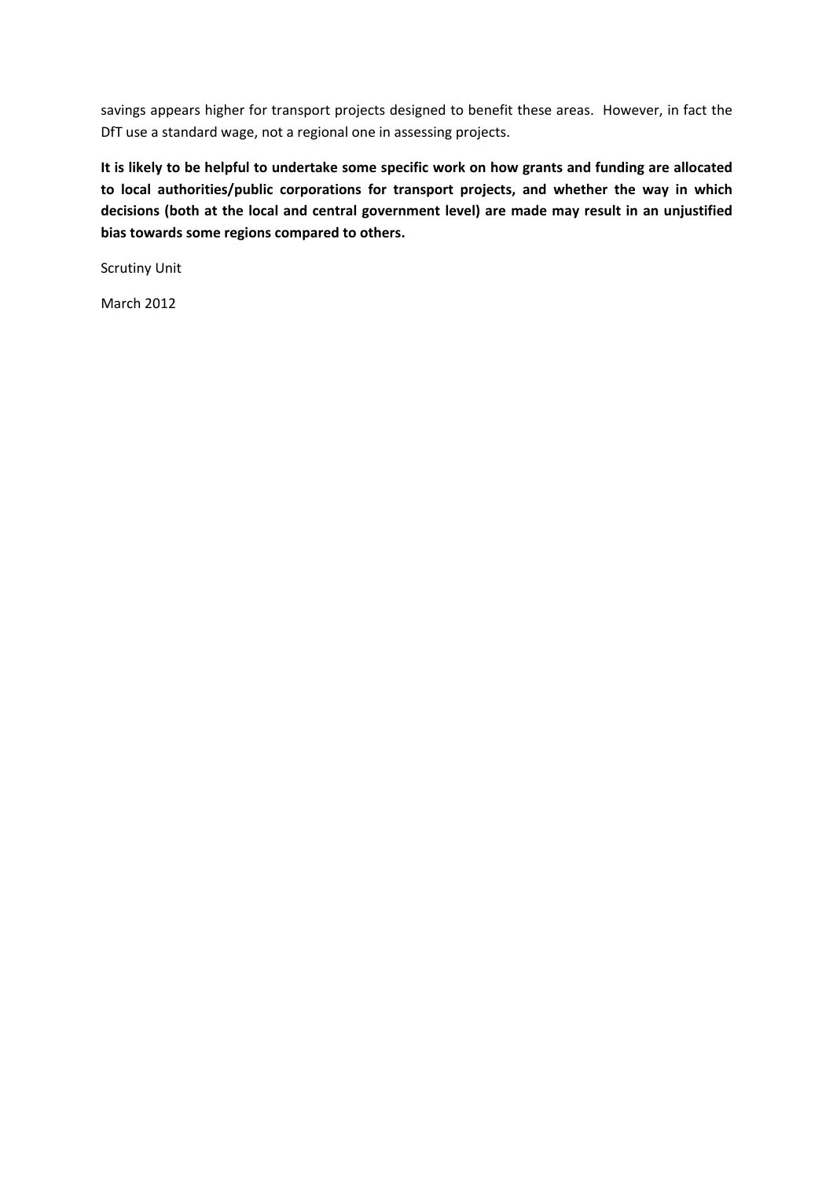savings appears higher for transport projects designed to benefit these areas. However, in fact the DfT use a standard wage, not a regional one in assessing projects.

**It is likely to be helpful to undertake some specific work on how grants and funding are allocated to local authorities/public corporations for transport projects, and whether the way in which decisions (both at the local and central government level) are made may result in an unjustified bias towards some regions compared to others.**

Scrutiny Unit

March 2012